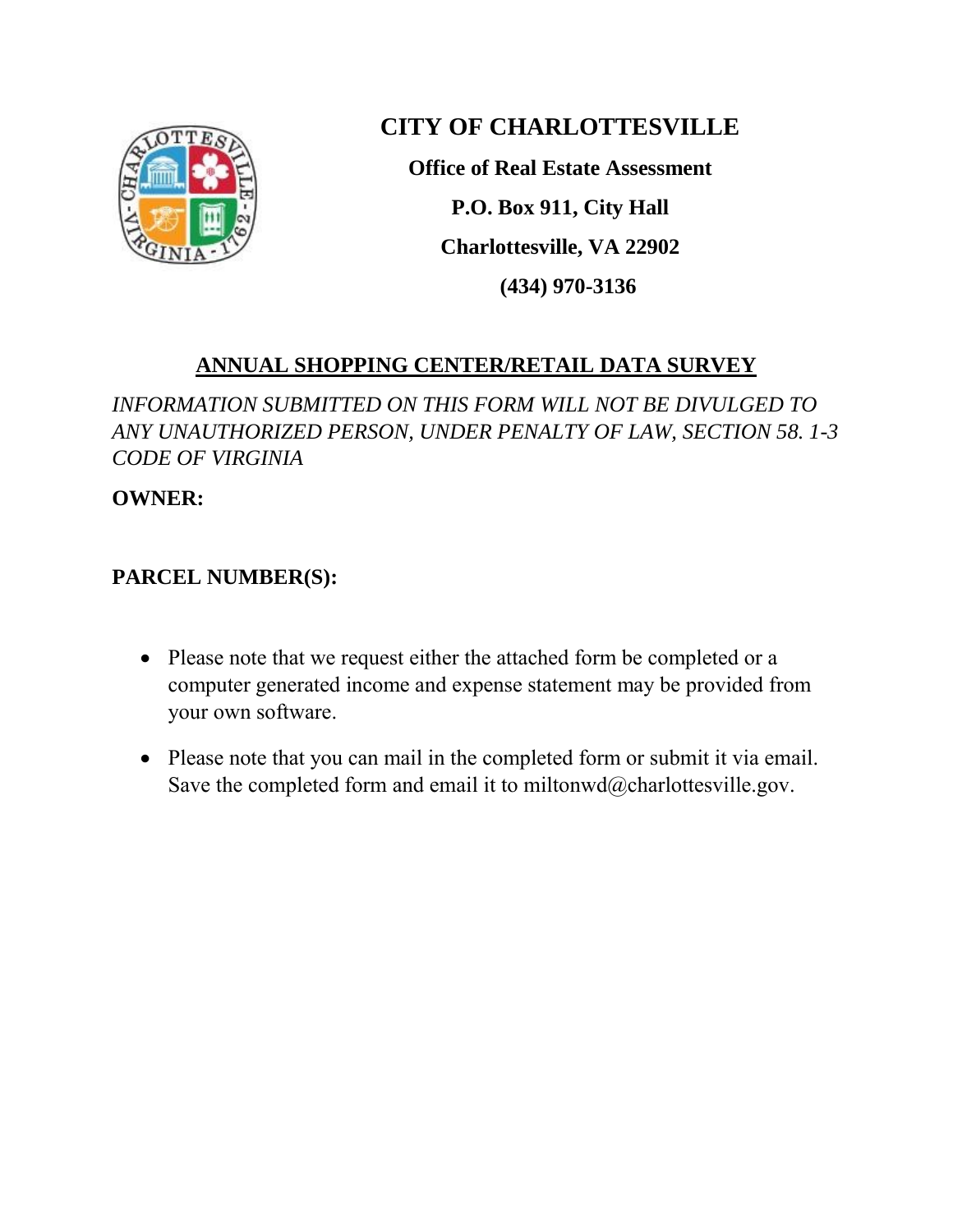# CITY OF CHARLOTTESVILLE

**Office of Real Estate Assessment**

**P.O. Box 911, City Hall**

**Charlottesville, VA 22902**

**(434) 970-3136**

## ANNUAL SHOPPING CENTER/RETAIL DATA SURVEY

*INFORMATION SUBMITTED ON THIS FORM WILL NOT BE DIVULGED TO ANY UNAUTHORIZED PERSON, UNDER PENALTY OF LAW, SECTION 58. 1-3 CODE OF VIRGINIA*

**OWNER:**

**PARCEL NUMBER(S):**

- Please note that we request either the attached form be completed or a computer generated income and expense statement may be provided from your own software.
- Please note that you can mail in the completed form or submit it via email. Save the completed form and email it to miltonwd@charlottesville.gov.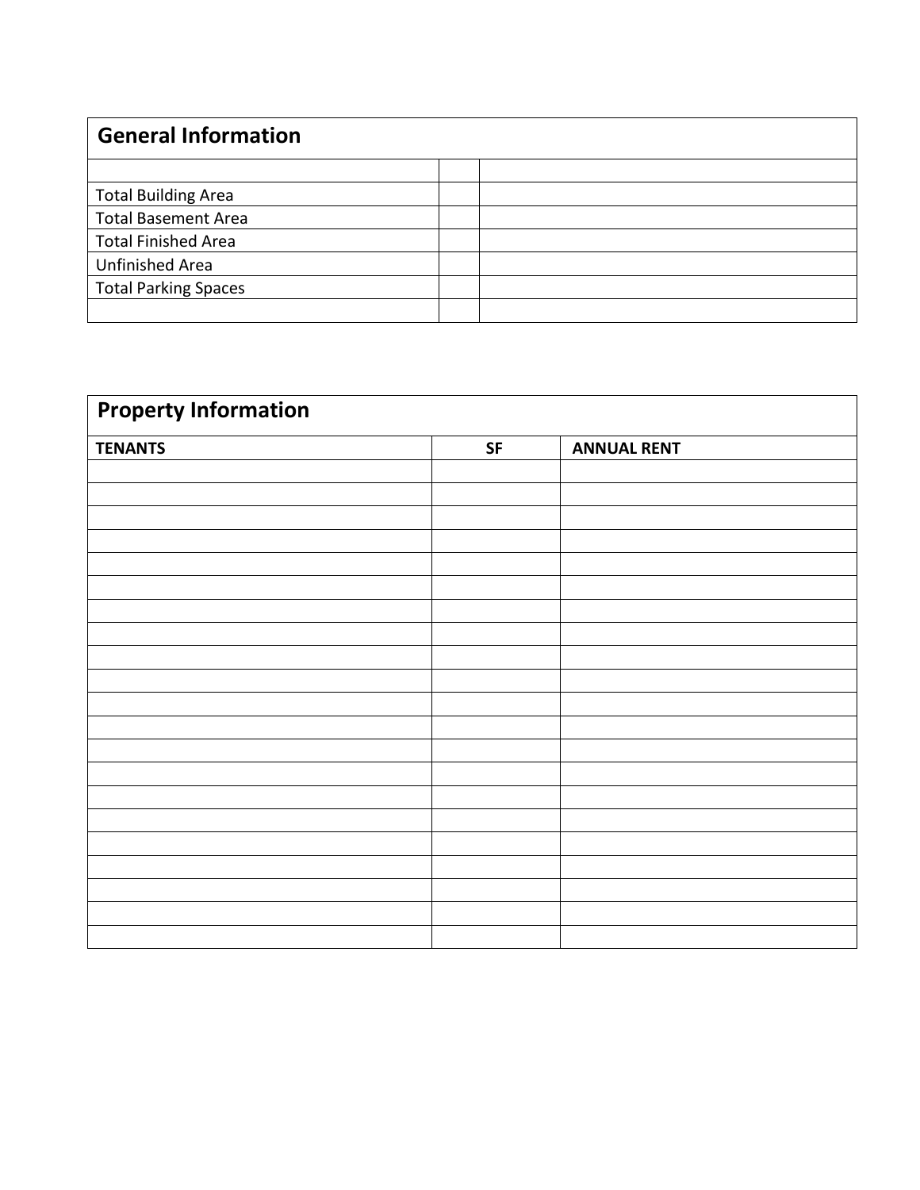## General Information

| | | |
|---|---|---|
| | | |
| Total Building Area | | |
| Total Basement Area | | |
| Total Finished Area | | |
| Unfinished Area | | |
| Total Parking Spaces | | |
| | | |

## Property Information

| TENANTS | SF | ANNUAL RENT |
|---|---|---|
| | | |
| | | |
| | | |
| | | |
| | | |
| | | |
| | | |
| | | |
| | | |
| | | |
| | | |
| | | |
| | | |
| | | |
| | | |
| | | |
| | | |
| | | |
| | | |
| | | |
| | | |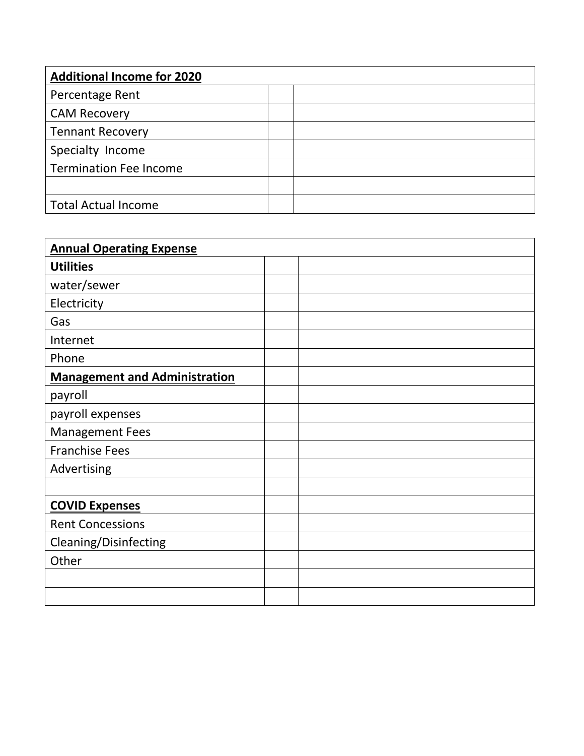| **Additional Income for 2020** | | |
|---|---|---|
| Percentage Rent | | |
| CAM Recovery | | |
| Tennant Recovery | | |
| Specialty Income | | |
| Termination Fee Income | | |
| | | |
| Total Actual Income | | |

| **Annual Operating Expense** | | |
|---|---|---|
| **Utilities** | | |
| water/sewer | | |
| Electricity | | |
| Gas | | |
| Internet | | |
| Phone | | |
| **Management and Administration** | | |
| payroll | | |
| payroll expenses | | |
| Management Fees | | |
| Franchise Fees | | |
| Advertising | | |
| | | |
| **COVID Expenses** | | |
| Rent Concessions | | |
| Cleaning/Disinfecting | | |
| Other | | |
| | | |
| | | |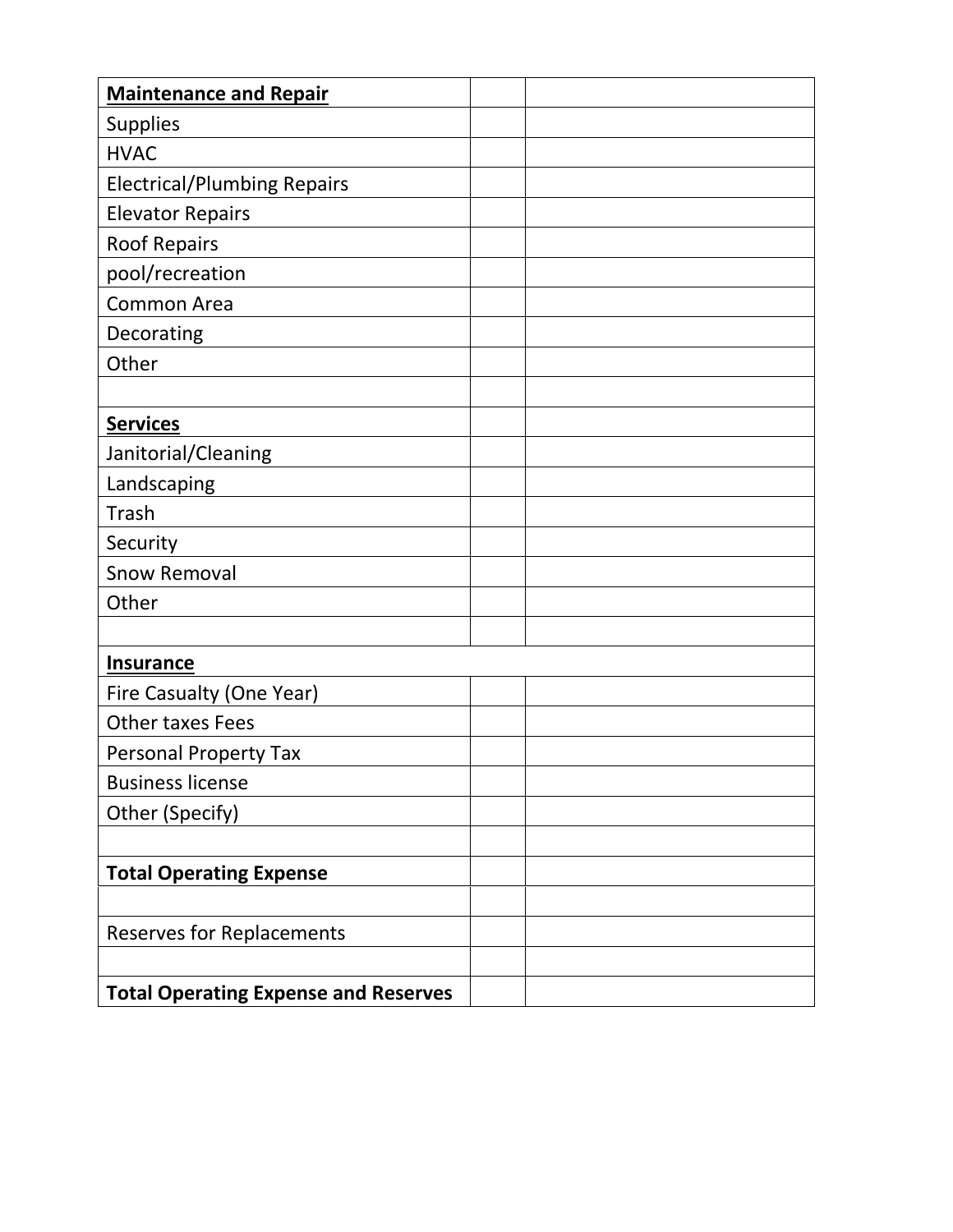| | | |
|---|---|---|
| **Maintenance and Repair** | | |
| Supplies | | |
| HVAC | | |
| Electrical/Plumbing Repairs | | |
| Elevator Repairs | | |
| Roof Repairs | | |
| pool/recreation | | |
| Common Area | | |
| Decorating | | |
| Other | | |
| | | |
| **Services** | | |
| Janitorial/Cleaning | | |
| Landscaping | | |
| Trash | | |
| Security | | |
| Snow Removal | | |
| Other | | |
| | | |
| **Insurance** | | |
| Fire Casualty (One Year) | | |
| Other taxes Fees | | |
| Personal Property Tax | | |
| Business license | | |
| Other (Specify) | | |
| | | |
| **Total Operating Expense** | | |
| | | |
| Reserves for Replacements | | |
| | | |
| **Total Operating Expense and Reserves** | | |